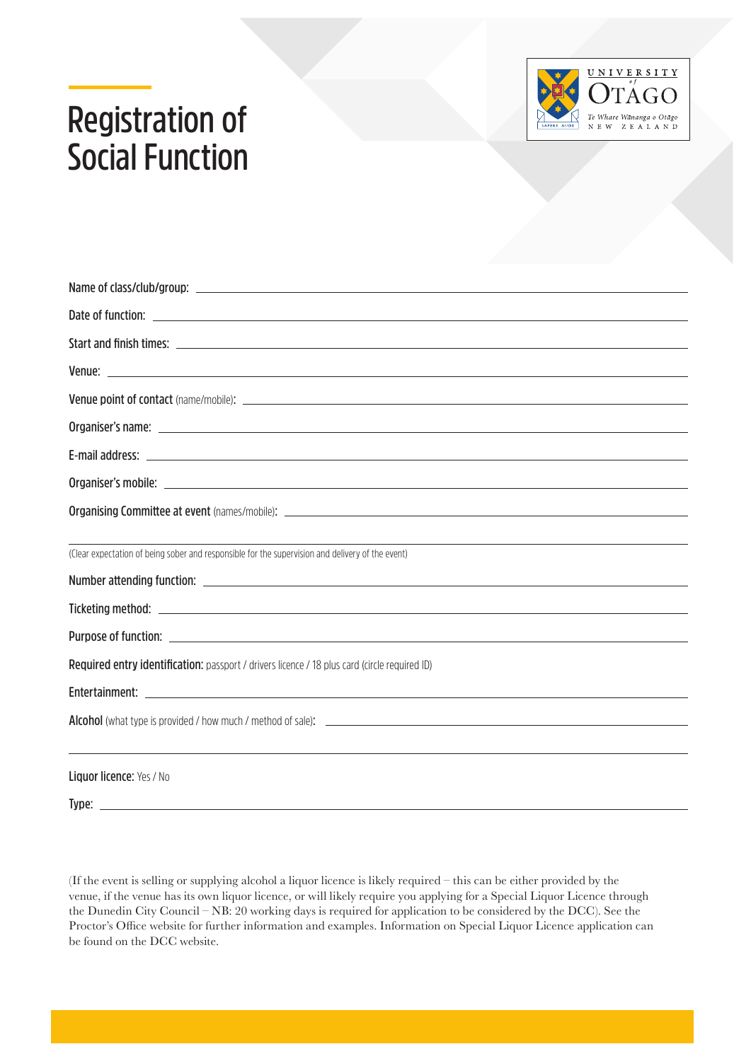# Registration of Social Function

UNIVERSITY of OTAGO
Te Whare Wānanga o Otāgo
NEW ZEALAND

**Name of class/club/group:** \_\_\_\_\_\_\_\_\_\_\_\_\_\_\_\_\_\_\_\_\_\_\_\_\_\_\_\_\_\_\_\_\_\_\_\_\_\_\_\_

**Date of function:** \_\_\_\_\_\_\_\_\_\_\_\_\_\_\_\_\_\_\_\_\_\_\_\_\_\_\_\_\_\_\_\_\_\_\_\_\_\_\_\_

**Start and finish times:** \_\_\_\_\_\_\_\_\_\_\_\_\_\_\_\_\_\_\_\_\_\_\_\_\_\_\_\_\_\_\_\_\_\_\_\_\_\_\_\_

**Venue:** \_\_\_\_\_\_\_\_\_\_\_\_\_\_\_\_\_\_\_\_\_\_\_\_\_\_\_\_\_\_\_\_\_\_\_\_\_\_\_\_

**Venue point of contact** (name/mobile): \_\_\_\_\_\_\_\_\_\_\_\_\_\_\_\_\_\_\_\_\_\_\_\_\_\_\_\_\_\_\_\_\_\_\_\_\_\_\_\_

**Organiser's name:** \_\_\_\_\_\_\_\_\_\_\_\_\_\_\_\_\_\_\_\_\_\_\_\_\_\_\_\_\_\_\_\_\_\_\_\_\_\_\_\_

**E-mail address:** \_\_\_\_\_\_\_\_\_\_\_\_\_\_\_\_\_\_\_\_\_\_\_\_\_\_\_\_\_\_\_\_\_\_\_\_\_\_\_\_

**Organiser's mobile:** \_\_\_\_\_\_\_\_\_\_\_\_\_\_\_\_\_\_\_\_\_\_\_\_\_\_\_\_\_\_\_\_\_\_\_\_\_\_\_\_

**Organising Committee at event** (names/mobile): \_\_\_\_\_\_\_\_\_\_\_\_\_\_\_\_\_\_\_\_\_\_\_\_\_\_\_\_\_\_\_\_\_\_\_\_\_\_\_\_

(Clear expectation of being sober and responsible for the supervision and delivery of the event)

**Number attending function:** \_\_\_\_\_\_\_\_\_\_\_\_\_\_\_\_\_\_\_\_\_\_\_\_\_\_\_\_\_\_\_\_\_\_\_\_\_\_\_\_

**Ticketing method:** \_\_\_\_\_\_\_\_\_\_\_\_\_\_\_\_\_\_\_\_\_\_\_\_\_\_\_\_\_\_\_\_\_\_\_\_\_\_\_\_

**Purpose of function:** \_\_\_\_\_\_\_\_\_\_\_\_\_\_\_\_\_\_\_\_\_\_\_\_\_\_\_\_\_\_\_\_\_\_\_\_\_\_\_\_

**Required entry identification:** passport / drivers licence / 18 plus card (circle required ID)

**Entertainment:** \_\_\_\_\_\_\_\_\_\_\_\_\_\_\_\_\_\_\_\_\_\_\_\_\_\_\_\_\_\_\_\_\_\_\_\_\_\_\_\_

**Alcohol** (what type is provided / how much / method of sale): \_\_\_\_\_\_\_\_\_\_\_\_\_\_\_\_\_\_\_\_\_\_\_\_\_\_\_\_\_\_\_\_\_\_\_\_\_\_\_\_

**Liquor licence:** Yes / No

**Type:** \_\_\_\_\_\_\_\_\_\_\_\_\_\_\_\_\_\_\_\_\_\_\_\_\_\_\_\_\_\_\_\_\_\_\_\_\_\_\_\_

(If the event is selling or supplying alcohol a liquor licence is likely required – this can be either provided by the venue, if the venue has its own liquor licence, or will likely require you applying for a Special Liquor Licence through the Dunedin City Council – NB: 20 working days is required for application to be considered by the DCC). See the Proctor's Office website for further information and examples. Information on Special Liquor Licence application can be found on the DCC website.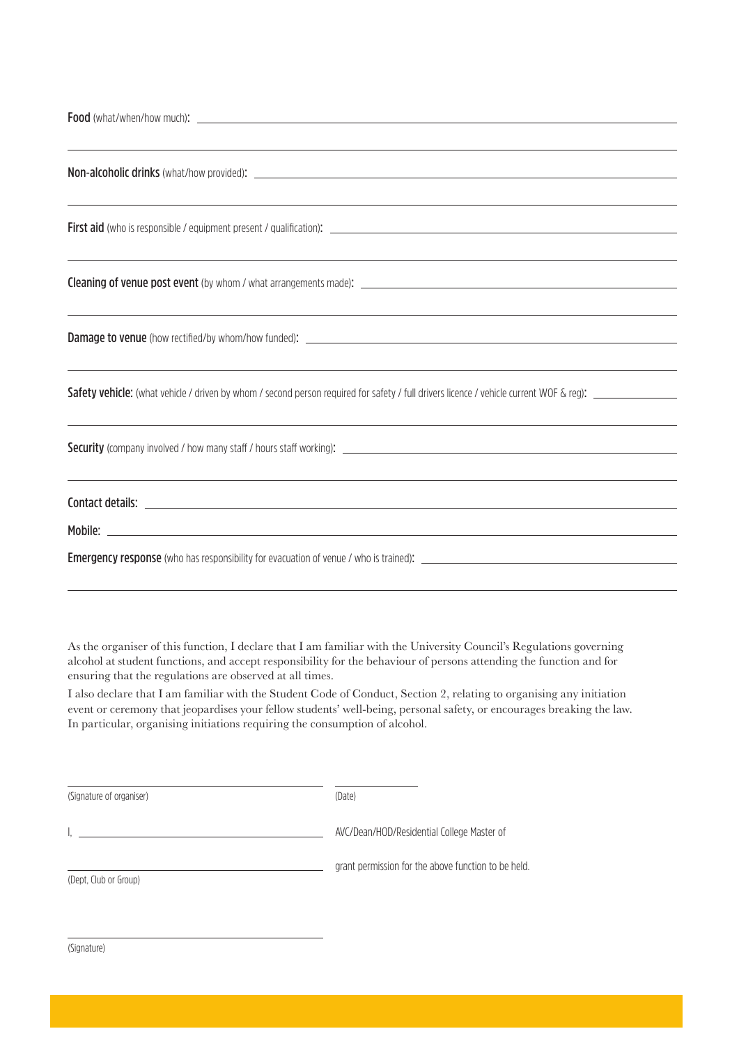**Food** (what/when/how much): \_\_\_\_\_\_\_\_\_\_\_\_\_\_\_\_\_\_\_\_\_\_\_\_\_\_\_\_\_\_\_\_\_\_\_\_\_\_\_\_

\_\_\_\_\_\_\_\_\_\_\_\_\_\_\_\_\_\_\_\_\_\_\_\_\_\_\_\_\_\_\_\_\_\_\_\_\_\_\_\_\_\_\_\_\_\_\_\_\_\_\_\_\_\_\_\_\_\_\_\_

**Non-alcoholic drinks** (what/how provided): \_\_\_\_\_\_\_\_\_\_\_\_\_\_\_\_\_\_\_\_\_\_\_\_\_\_\_\_\_\_\_\_\_\_\_\_\_\_\_\_

\_\_\_\_\_\_\_\_\_\_\_\_\_\_\_\_\_\_\_\_\_\_\_\_\_\_\_\_\_\_\_\_\_\_\_\_\_\_\_\_\_\_\_\_\_\_\_\_\_\_\_\_\_\_\_\_\_\_\_\_

**First aid** (who is responsible / equipment present / qualification): \_\_\_\_\_\_\_\_\_\_\_\_\_\_\_\_\_\_\_\_\_\_\_\_\_\_\_\_\_\_\_\_\_\_\_\_\_\_\_\_

\_\_\_\_\_\_\_\_\_\_\_\_\_\_\_\_\_\_\_\_\_\_\_\_\_\_\_\_\_\_\_\_\_\_\_\_\_\_\_\_\_\_\_\_\_\_\_\_\_\_\_\_\_\_\_\_\_\_\_\_

**Cleaning of venue post event** (by whom / what arrangements made): \_\_\_\_\_\_\_\_\_\_\_\_\_\_\_\_\_\_\_\_\_\_\_\_\_\_\_\_\_\_\_\_\_\_\_\_\_\_\_\_

\_\_\_\_\_\_\_\_\_\_\_\_\_\_\_\_\_\_\_\_\_\_\_\_\_\_\_\_\_\_\_\_\_\_\_\_\_\_\_\_\_\_\_\_\_\_\_\_\_\_\_\_\_\_\_\_\_\_\_\_

**Damage to venue** (how rectified/by whom/how funded): \_\_\_\_\_\_\_\_\_\_\_\_\_\_\_\_\_\_\_\_\_\_\_\_\_\_\_\_\_\_\_\_\_\_\_\_\_\_\_\_

\_\_\_\_\_\_\_\_\_\_\_\_\_\_\_\_\_\_\_\_\_\_\_\_\_\_\_\_\_\_\_\_\_\_\_\_\_\_\_\_\_\_\_\_\_\_\_\_\_\_\_\_\_\_\_\_\_\_\_\_

**Safety vehicle:** (what vehicle / driven by whom / second person required for safety / full drivers licence / vehicle current WOF & reg): \_\_\_\_\_\_\_\_\_\_\_\_\_\_\_\_

\_\_\_\_\_\_\_\_\_\_\_\_\_\_\_\_\_\_\_\_\_\_\_\_\_\_\_\_\_\_\_\_\_\_\_\_\_\_\_\_\_\_\_\_\_\_\_\_\_\_\_\_\_\_\_\_\_\_\_\_

**Security** (company involved / how many staff / hours staff working): \_\_\_\_\_\_\_\_\_\_\_\_\_\_\_\_\_\_\_\_\_\_\_\_\_\_\_\_\_\_\_\_\_\_\_\_\_\_\_\_

\_\_\_\_\_\_\_\_\_\_\_\_\_\_\_\_\_\_\_\_\_\_\_\_\_\_\_\_\_\_\_\_\_\_\_\_\_\_\_\_\_\_\_\_\_\_\_\_\_\_\_\_\_\_\_\_\_\_\_\_

**Contact details:** \_\_\_\_\_\_\_\_\_\_\_\_\_\_\_\_\_\_\_\_\_\_\_\_\_\_\_\_\_\_\_\_\_\_\_\_\_\_\_\_

**Mobile:** \_\_\_\_\_\_\_\_\_\_\_\_\_\_\_\_\_\_\_\_\_\_\_\_\_\_\_\_\_\_\_\_\_\_\_\_\_\_\_\_

**Emergency response** (who has responsibility for evacuation of venue / who is trained): \_\_\_\_\_\_\_\_\_\_\_\_\_\_\_\_\_\_\_\_\_\_\_\_\_\_\_\_\_\_\_\_\_\_\_\_\_\_\_\_

\_\_\_\_\_\_\_\_\_\_\_\_\_\_\_\_\_\_\_\_\_\_\_\_\_\_\_\_\_\_\_\_\_\_\_\_\_\_\_\_\_\_\_\_\_\_\_\_\_\_\_\_\_\_\_\_\_\_\_\_

As the organiser of this function, I declare that I am familiar with the University Council's Regulations governing alcohol at student functions, and accept responsibility for the behaviour of persons attending the function and for ensuring that the regulations are observed at all times.

I also declare that I am familiar with the Student Code of Conduct, Section 2, relating to organising any initiation event or ceremony that jeopardises your fellow students' well-being, personal safety, or encourages breaking the law. In particular, organising initiations requiring the consumption of alcohol.

\_\_\_\_\_\_\_\_\_\_\_\_\_\_\_\_\_\_\_\_\_\_\_\_\_\_\_\_\_\_ \_\_\_\_\_\_\_\_\_\_\_\_

(Signature of organiser) (Date)

I, \_\_\_\_\_\_\_\_\_\_\_\_\_\_\_\_\_\_\_\_\_\_\_\_\_\_\_\_\_\_ AVC/Dean/HOD/Residential College Master of

\_\_\_\_\_\_\_\_\_\_\_\_\_\_\_\_\_\_\_\_\_\_\_\_\_\_\_\_\_\_ grant permission for the above function to be held.

(Dept, Club or Group)

\_\_\_\_\_\_\_\_\_\_\_\_\_\_\_\_\_\_\_\_\_\_\_\_\_\_\_\_\_\_

(Signature)